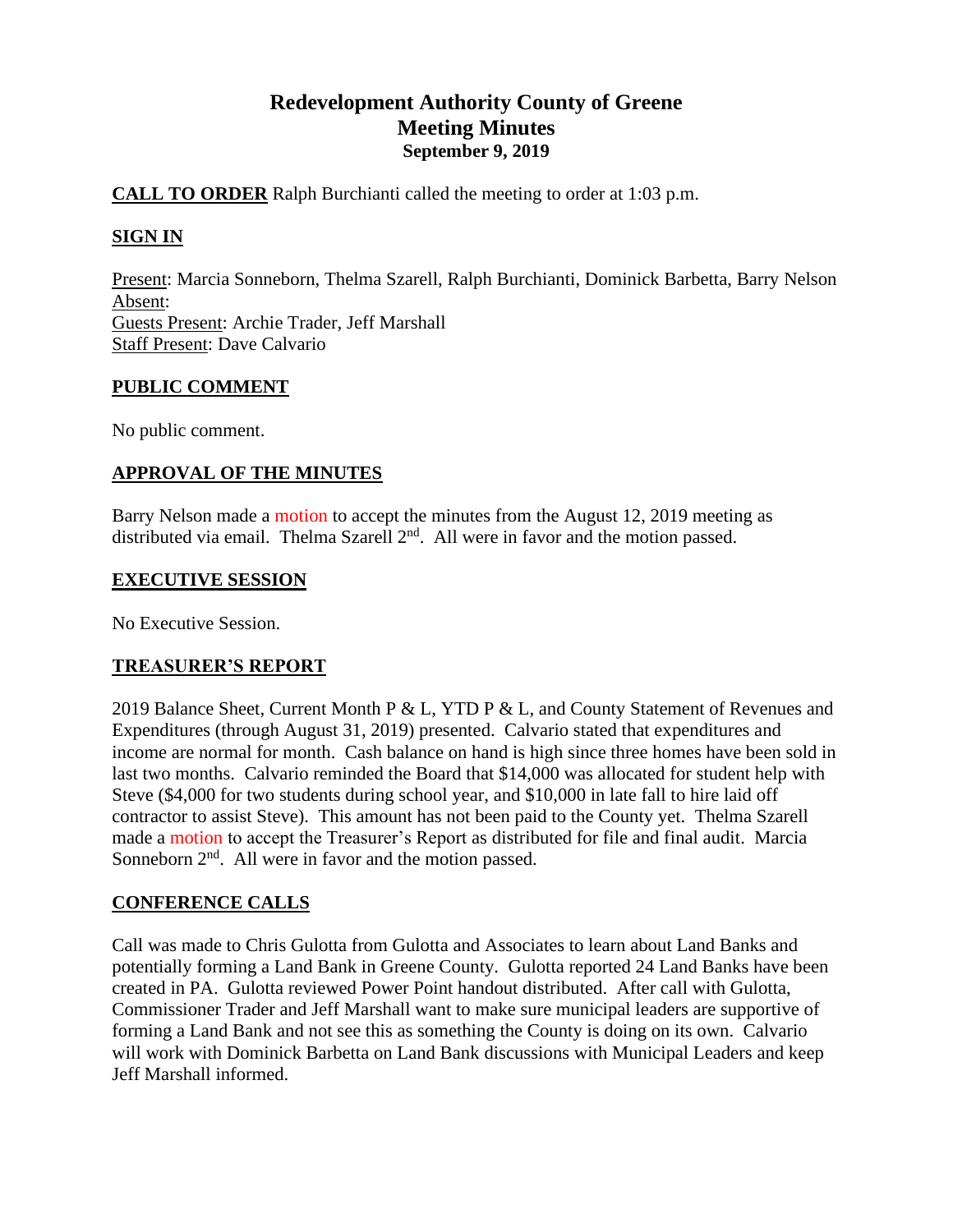# Redevelopment Authority County of Greene
## Meeting Minutes
### September 9, 2019

**CALL TO ORDER** Ralph Burchianti called the meeting to order at 1:03 p.m.

**SIGN IN**

Present: Marcia Sonneborn, Thelma Szarell, Ralph Burchianti, Dominick Barbetta, Barry Nelson
Absent:
Guests Present: Archie Trader, Jeff Marshall
Staff Present: Dave Calvario

**PUBLIC COMMENT**

No public comment.

**APPROVAL OF THE MINUTES**

Barry Nelson made a motion to accept the minutes from the August 12, 2019 meeting as distributed via email. Thelma Szarell 2nd. All were in favor and the motion passed.

**EXECUTIVE SESSION**

No Executive Session.

**TREASURER'S REPORT**

2019 Balance Sheet, Current Month P & L, YTD P & L, and County Statement of Revenues and Expenditures (through August 31, 2019) presented. Calvario stated that expenditures and income are normal for month. Cash balance on hand is high since three homes have been sold in last two months. Calvario reminded the Board that $14,000 was allocated for student help with Steve ($4,000 for two students during school year, and $10,000 in late fall to hire laid off contractor to assist Steve). This amount has not been paid to the County yet. Thelma Szarell made a motion to accept the Treasurer's Report as distributed for file and final audit. Marcia Sonneborn 2nd. All were in favor and the motion passed.

**CONFERENCE CALLS**

Call was made to Chris Gulotta from Gulotta and Associates to learn about Land Banks and potentially forming a Land Bank in Greene County. Gulotta reported 24 Land Banks have been created in PA. Gulotta reviewed Power Point handout distributed. After call with Gulotta, Commissioner Trader and Jeff Marshall want to make sure municipal leaders are supportive of forming a Land Bank and not see this as something the County is doing on its own. Calvario will work with Dominick Barbetta on Land Bank discussions with Municipal Leaders and keep Jeff Marshall informed.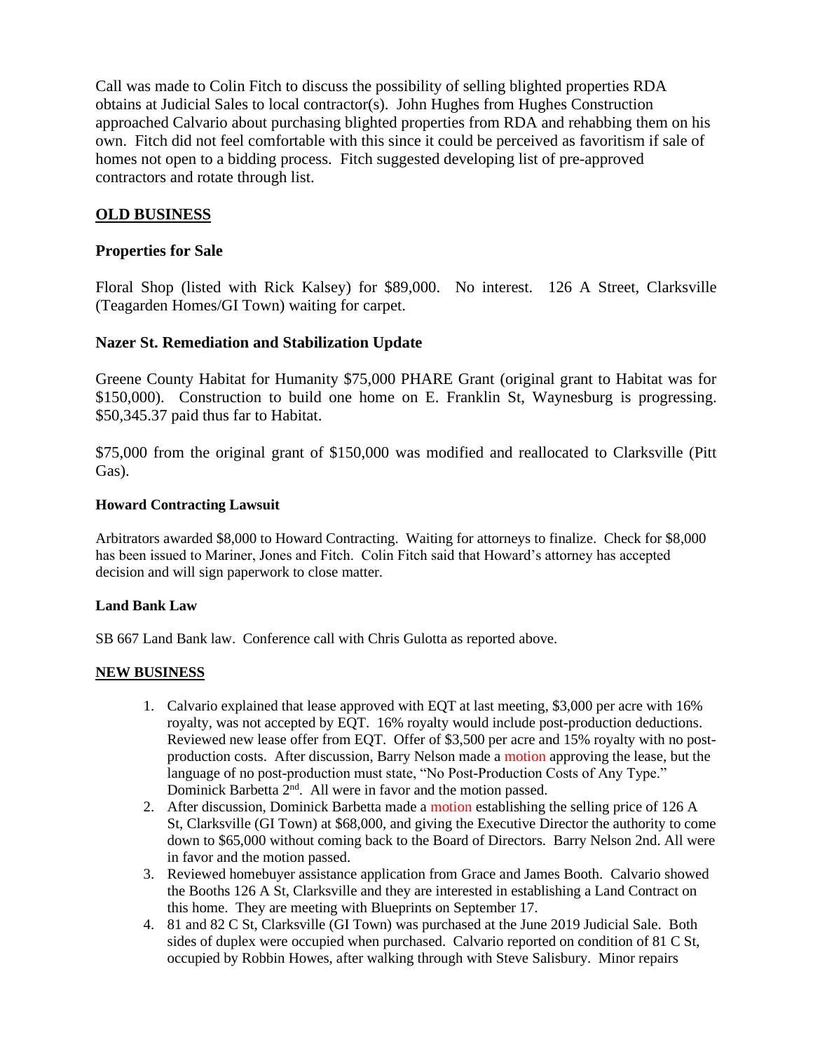Call was made to Colin Fitch to discuss the possibility of selling blighted properties RDA obtains at Judicial Sales to local contractor(s). John Hughes from Hughes Construction approached Calvario about purchasing blighted properties from RDA and rehabbing them on his own. Fitch did not feel comfortable with this since it could be perceived as favoritism if sale of homes not open to a bidding process. Fitch suggested developing list of pre-approved contractors and rotate through list.

## OLD BUSINESS

### Properties for Sale

Floral Shop (listed with Rick Kalsey) for $89,000. No interest. 126 A Street, Clarksville (Teagarden Homes/GI Town) waiting for carpet.

### Nazer St. Remediation and Stabilization Update

Greene County Habitat for Humanity $75,000 PHARE Grant (original grant to Habitat was for $150,000). Construction to build one home on E. Franklin St, Waynesburg is progressing. $50,345.37 paid thus far to Habitat.

$75,000 from the original grant of $150,000 was modified and reallocated to Clarksville (Pitt Gas).

#### Howard Contracting Lawsuit

Arbitrators awarded $8,000 to Howard Contracting. Waiting for attorneys to finalize. Check for $8,000 has been issued to Mariner, Jones and Fitch. Colin Fitch said that Howard's attorney has accepted decision and will sign paperwork to close matter.

#### Land Bank Law

SB 667 Land Bank law. Conference call with Chris Gulotta as reported above.

## NEW BUSINESS

1. Calvario explained that lease approved with EQT at last meeting, $3,000 per acre with 16% royalty, was not accepted by EQT. 16% royalty would include post-production deductions. Reviewed new lease offer from EQT. Offer of $3,500 per acre and 15% royalty with no post-production costs. After discussion, Barry Nelson made a motion approving the lease, but the language of no post-production must state, "No Post-Production Costs of Any Type." Dominick Barbetta 2nd. All were in favor and the motion passed.
2. After discussion, Dominick Barbetta made a motion establishing the selling price of 126 A St, Clarksville (GI Town) at $68,000, and giving the Executive Director the authority to come down to $65,000 without coming back to the Board of Directors. Barry Nelson 2nd. All were in favor and the motion passed.
3. Reviewed homebuyer assistance application from Grace and James Booth. Calvario showed the Booths 126 A St, Clarksville and they are interested in establishing a Land Contract on this home. They are meeting with Blueprints on September 17.
4. 81 and 82 C St, Clarksville (GI Town) was purchased at the June 2019 Judicial Sale. Both sides of duplex were occupied when purchased. Calvario reported on condition of 81 C St, occupied by Robbin Howes, after walking through with Steve Salisbury. Minor repairs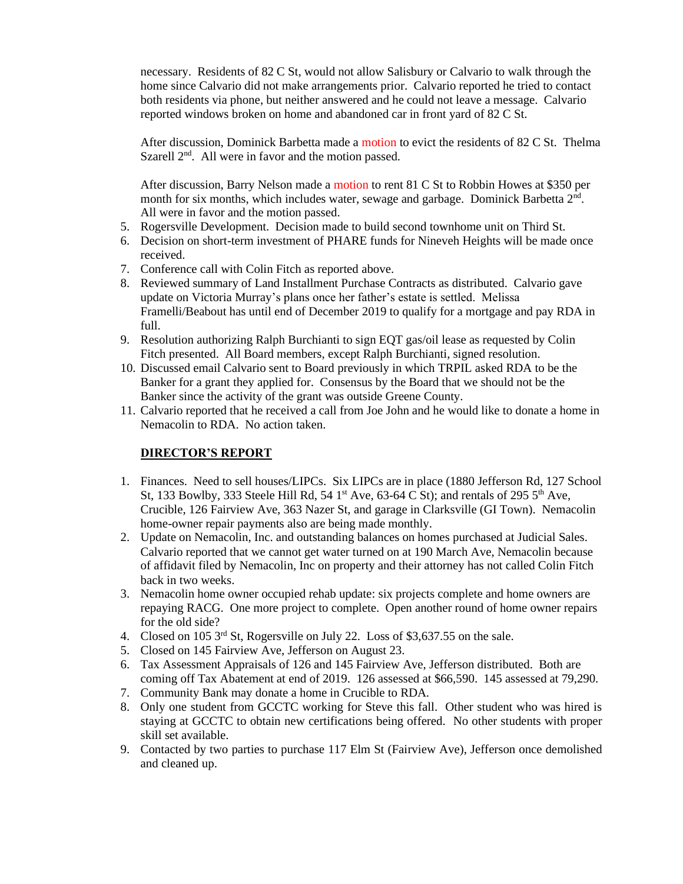necessary. Residents of 82 C St, would not allow Salisbury or Calvario to walk through the home since Calvario did not make arrangements prior. Calvario reported he tried to contact both residents via phone, but neither answered and he could not leave a message. Calvario reported windows broken on home and abandoned car in front yard of 82 C St.

After discussion, Dominick Barbetta made a motion to evict the residents of 82 C St. Thelma Szarell 2nd. All were in favor and the motion passed.

After discussion, Barry Nelson made a motion to rent 81 C St to Robbin Howes at $350 per month for six months, which includes water, sewage and garbage. Dominick Barbetta 2nd. All were in favor and the motion passed.

5. Rogersville Development. Decision made to build second townhome unit on Third St.
6. Decision on short-term investment of PHARE funds for Nineveh Heights will be made once received.
7. Conference call with Colin Fitch as reported above.
8. Reviewed summary of Land Installment Purchase Contracts as distributed. Calvario gave update on Victoria Murray's plans once her father's estate is settled. Melissa Framelli/Beabout has until end of December 2019 to qualify for a mortgage and pay RDA in full.
9. Resolution authorizing Ralph Burchianti to sign EQT gas/oil lease as requested by Colin Fitch presented. All Board members, except Ralph Burchianti, signed resolution.
10. Discussed email Calvario sent to Board previously in which TRPIL asked RDA to be the Banker for a grant they applied for. Consensus by the Board that we should not be the Banker since the activity of the grant was outside Greene County.
11. Calvario reported that he received a call from Joe John and he would like to donate a home in Nemacolin to RDA. No action taken.

## DIRECTOR'S REPORT

1. Finances. Need to sell houses/LIPCs. Six LIPCs are in place (1880 Jefferson Rd, 127 School St, 133 Bowlby, 333 Steele Hill Rd, 54 1st Ave, 63-64 C St); and rentals of 295 5th Ave, Crucible, 126 Fairview Ave, 363 Nazer St, and garage in Clarksville (GI Town). Nemacolin home-owner repair payments also are being made monthly.
2. Update on Nemacolin, Inc. and outstanding balances on homes purchased at Judicial Sales. Calvario reported that we cannot get water turned on at 190 March Ave, Nemacolin because of affidavit filed by Nemacolin, Inc on property and their attorney has not called Colin Fitch back in two weeks.
3. Nemacolin home owner occupied rehab update: six projects complete and home owners are repaying RACG. One more project to complete. Open another round of home owner repairs for the old side?
4. Closed on 105 3rd St, Rogersville on July 22. Loss of $3,637.55 on the sale.
5. Closed on 145 Fairview Ave, Jefferson on August 23.
6. Tax Assessment Appraisals of 126 and 145 Fairview Ave, Jefferson distributed. Both are coming off Tax Abatement at end of 2019. 126 assessed at $66,590. 145 assessed at 79,290.
7. Community Bank may donate a home in Crucible to RDA.
8. Only one student from GCCTC working for Steve this fall. Other student who was hired is staying at GCCTC to obtain new certifications being offered. No other students with proper skill set available.
9. Contacted by two parties to purchase 117 Elm St (Fairview Ave), Jefferson once demolished and cleaned up.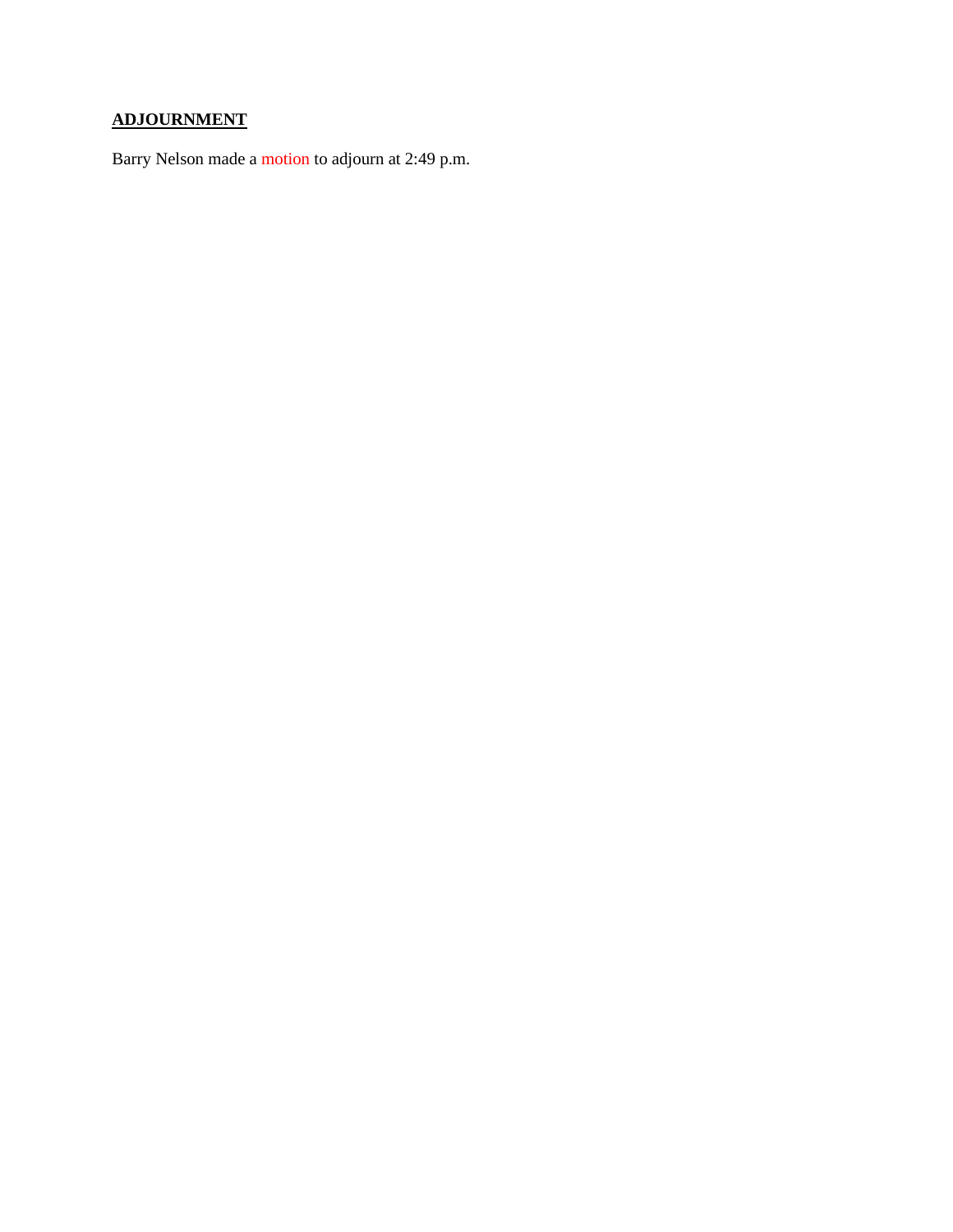**ADJOURNMENT**

Barry Nelson made a motion to adjourn at 2:49 p.m.